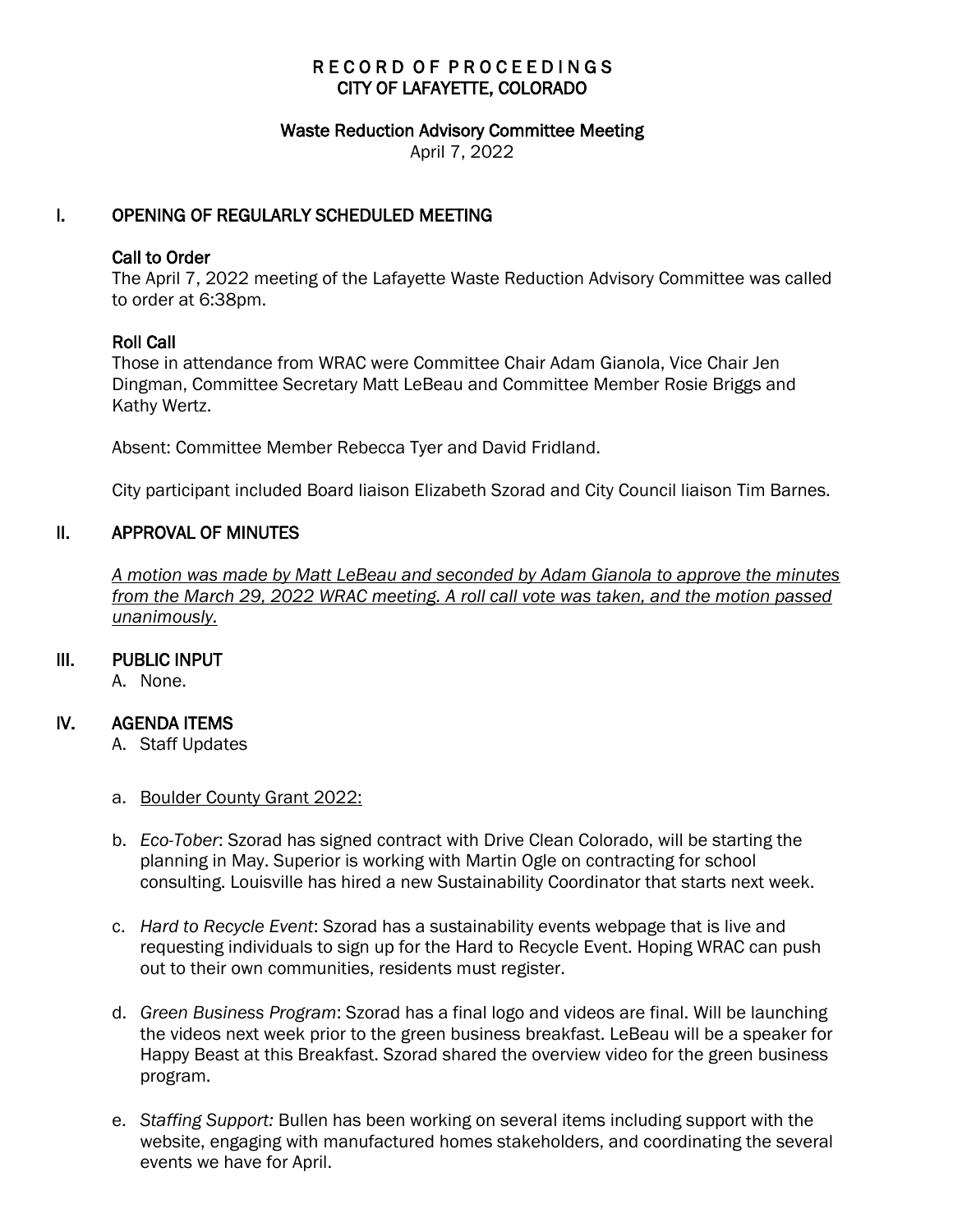# RECORD OF PROCEEDINGS
# CITY OF LAFAYETTE, COLORADO

## Waste Reduction Advisory Committee Meeting

April 7, 2022

## I. OPENING OF REGULARLY SCHEDULED MEETING

### Call to Order

The April 7, 2022 meeting of the Lafayette Waste Reduction Advisory Committee was called to order at 6:38pm.

### Roll Call

Those in attendance from WRAC were Committee Chair Adam Gianola, Vice Chair Jen Dingman, Committee Secretary Matt LeBeau and Committee Member Rosie Briggs and Kathy Wertz.

Absent: Committee Member Rebecca Tyer and David Fridland.

City participant included Board liaison Elizabeth Szorad and City Council liaison Tim Barnes.

## II. APPROVAL OF MINUTES

*A motion was made by Matt LeBeau and seconded by Adam Gianola to approve the minutes from the March 29, 2022 WRAC meeting. A roll call vote was taken, and the motion passed unanimously.*

## III. PUBLIC INPUT

A. None.

## IV. AGENDA ITEMS

A. Staff Updates

a. Boulder County Grant 2022:

b. *Eco-Tober*: Szorad has signed contract with Drive Clean Colorado, will be starting the planning in May. Superior is working with Martin Ogle on contracting for school consulting. Louisville has hired a new Sustainability Coordinator that starts next week.

c. *Hard to Recycle Event*: Szorad has a sustainability events webpage that is live and requesting individuals to sign up for the Hard to Recycle Event. Hoping WRAC can push out to their own communities, residents must register.

d. *Green Business Program*: Szorad has a final logo and videos are final. Will be launching the videos next week prior to the green business breakfast. LeBeau will be a speaker for Happy Beast at this Breakfast. Szorad shared the overview video for the green business program.

e. *Staffing Support:* Bullen has been working on several items including support with the website, engaging with manufactured homes stakeholders, and coordinating the several events we have for April.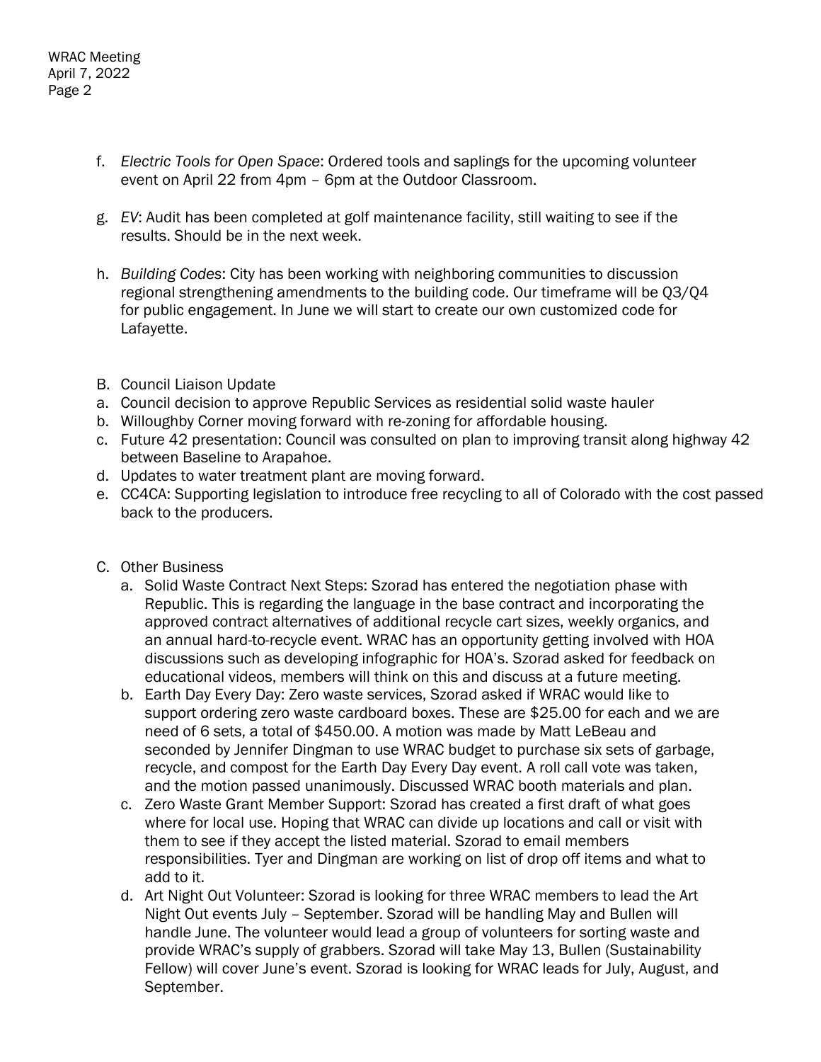f. *Electric Tools for Open Space*: Ordered tools and saplings for the upcoming volunteer event on April 22 from 4pm – 6pm at the Outdoor Classroom.

g. *EV*: Audit has been completed at golf maintenance facility, still waiting to see if the results. Should be in the next week.

h. *Building Codes*: City has been working with neighboring communities to discussion regional strengthening amendments to the building code. Our timeframe will be Q3/Q4 for public engagement. In June we will start to create our own customized code for Lafayette.

B. Council Liaison Update

a. Council decision to approve Republic Services as residential solid waste hauler
b. Willoughby Corner moving forward with re-zoning for affordable housing.
c. Future 42 presentation: Council was consulted on plan to improving transit along highway 42 between Baseline to Arapahoe.
d. Updates to water treatment plant are moving forward.
e. CC4CA: Supporting legislation to introduce free recycling to all of Colorado with the cost passed back to the producers.

C. Other Business

a. Solid Waste Contract Next Steps: Szorad has entered the negotiation phase with Republic. This is regarding the language in the base contract and incorporating the approved contract alternatives of additional recycle cart sizes, weekly organics, and an annual hard-to-recycle event. WRAC has an opportunity getting involved with HOA discussions such as developing infographic for HOA's. Szorad asked for feedback on educational videos, members will think on this and discuss at a future meeting.
b. Earth Day Every Day: Zero waste services, Szorad asked if WRAC would like to support ordering zero waste cardboard boxes. These are $25.00 for each and we are need of 6 sets, a total of $450.00. A motion was made by Matt LeBeau and seconded by Jennifer Dingman to use WRAC budget to purchase six sets of garbage, recycle, and compost for the Earth Day Every Day event. A roll call vote was taken, and the motion passed unanimously. Discussed WRAC booth materials and plan.
c. Zero Waste Grant Member Support: Szorad has created a first draft of what goes where for local use. Hoping that WRAC can divide up locations and call or visit with them to see if they accept the listed material. Szorad to email members responsibilities. Tyer and Dingman are working on list of drop off items and what to add to it.
d. Art Night Out Volunteer: Szorad is looking for three WRAC members to lead the Art Night Out events July – September. Szorad will be handling May and Bullen will handle June. The volunteer would lead a group of volunteers for sorting waste and provide WRAC's supply of grabbers. Szorad will take May 13, Bullen (Sustainability Fellow) will cover June's event. Szorad is looking for WRAC leads for July, August, and September.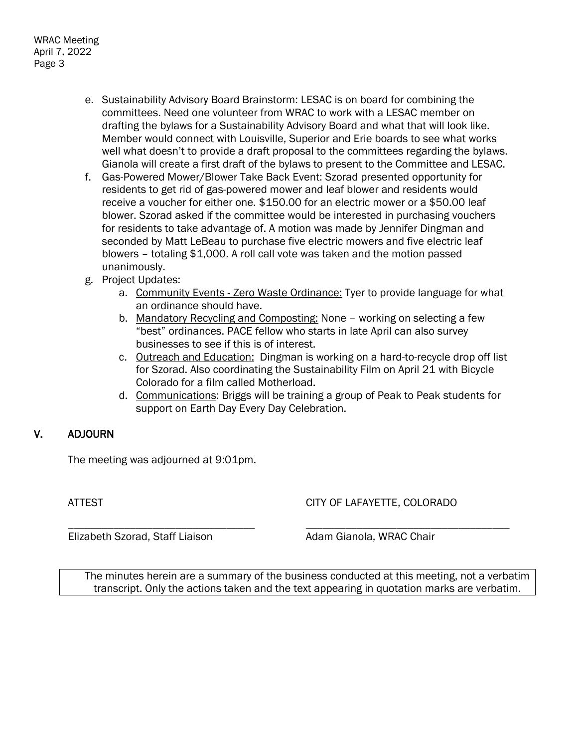e. Sustainability Advisory Board Brainstorm: LESAC is on board for combining the committees. Need one volunteer from WRAC to work with a LESAC member on drafting the bylaws for a Sustainability Advisory Board and what that will look like. Member would connect with Louisville, Superior and Erie boards to see what works well what doesn't to provide a draft proposal to the committees regarding the bylaws. Gianola will create a first draft of the bylaws to present to the Committee and LESAC.

f. Gas-Powered Mower/Blower Take Back Event: Szorad presented opportunity for residents to get rid of gas-powered mower and leaf blower and residents would receive a voucher for either one. $150.00 for an electric mower or a $50.00 leaf blower. Szorad asked if the committee would be interested in purchasing vouchers for residents to take advantage of. A motion was made by Jennifer Dingman and seconded by Matt LeBeau to purchase five electric mowers and five electric leaf blowers – totaling $1,000. A roll call vote was taken and the motion passed unanimously.

g. Project Updates:
   a. <u>Community Events - Zero Waste Ordinance:</u> Tyer to provide language for what an ordinance should have.
   b. <u>Mandatory Recycling and Composting:</u> None – working on selecting a few "best" ordinances. PACE fellow who starts in late April can also survey businesses to see if this is of interest.
   c. <u>Outreach and Education:</u> Dingman is working on a hard-to-recycle drop off list for Szorad. Also coordinating the Sustainability Film on April 21 with Bicycle Colorado for a film called Motherload.
   d. <u>Communications</u>: Briggs will be training a group of Peak to Peak students for support on Earth Day Every Day Celebration.

## V. ADJOURN

The meeting was adjourned at 9:01pm.

| ATTEST | CITY OF LAFAYETTE, COLORADO |
| --- | --- |
| ______________________________ | ______________________________ |
| Elizabeth Szorad, Staff Liaison | Adam Gianola, WRAC Chair |

The minutes herein are a summary of the business conducted at this meeting, not a verbatim transcript. Only the actions taken and the text appearing in quotation marks are verbatim.